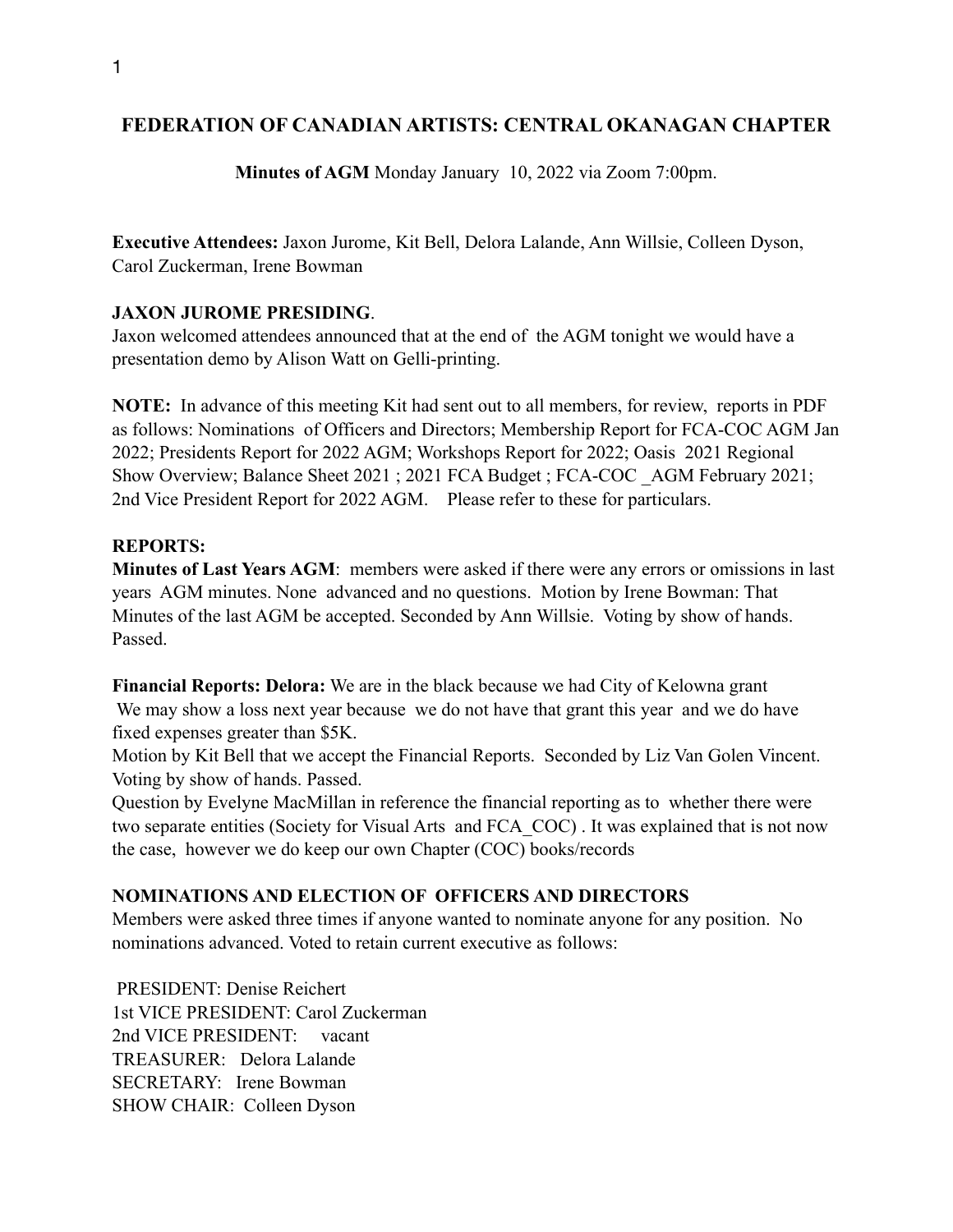## FEDERATION OF CANADIAN ARTISTS: CENTRAL OKANAGAN CHAPTER

**Minutes of AGM** Monday January 10, 2022 via Zoom 7:00pm.

**Executive Attendees:** Jaxon Jurome, Kit Bell, Delora Lalande, Ann Willsie, Colleen Dyson, Carol Zuckerman, Irene Bowman

**JAXON JUROME PRESIDING**.

Jaxon welcomed attendees announced that at the end of the AGM tonight we would have a presentation demo by Alison Watt on Gelli-printing.

**NOTE:** In advance of this meeting Kit had sent out to all members, for review, reports in PDF as follows: Nominations of Officers and Directors; Membership Report for FCA-COC AGM Jan 2022; Presidents Report for 2022 AGM; Workshops Report for 2022; Oasis 2021 Regional Show Overview; Balance Sheet 2021 ; 2021 FCA Budget ; FCA-COC _AGM February 2021; 2nd Vice President Report for 2022 AGM. Please refer to these for particulars.

**REPORTS:**

**Minutes of Last Years AGM**: members were asked if there were any errors or omissions in last years AGM minutes. None advanced and no questions. Motion by Irene Bowman: That Minutes of the last AGM be accepted. Seconded by Ann Willsie. Voting by show of hands. Passed.

**Financial Reports: Delora:** We are in the black because we had City of Kelowna grant We may show a loss next year because we do not have that grant this year and we do have fixed expenses greater than $5K.

Motion by Kit Bell that we accept the Financial Reports. Seconded by Liz Van Golen Vincent. Voting by show of hands. Passed.

Question by Evelyne MacMillan in reference the financial reporting as to whether there were two separate entities (Society for Visual Arts and FCA_COC) . It was explained that is not now the case, however we do keep our own Chapter (COC) books/records

**NOMINATIONS AND ELECTION OF OFFICERS AND DIRECTORS**

Members were asked three times if anyone wanted to nominate anyone for any position. No nominations advanced. Voted to retain current executive as follows:

PRESIDENT: Denise Reichert
1st VICE PRESIDENT: Carol Zuckerman
2nd VICE PRESIDENT: vacant
TREASURER: Delora Lalande
SECRETARY: Irene Bowman
SHOW CHAIR: Colleen Dyson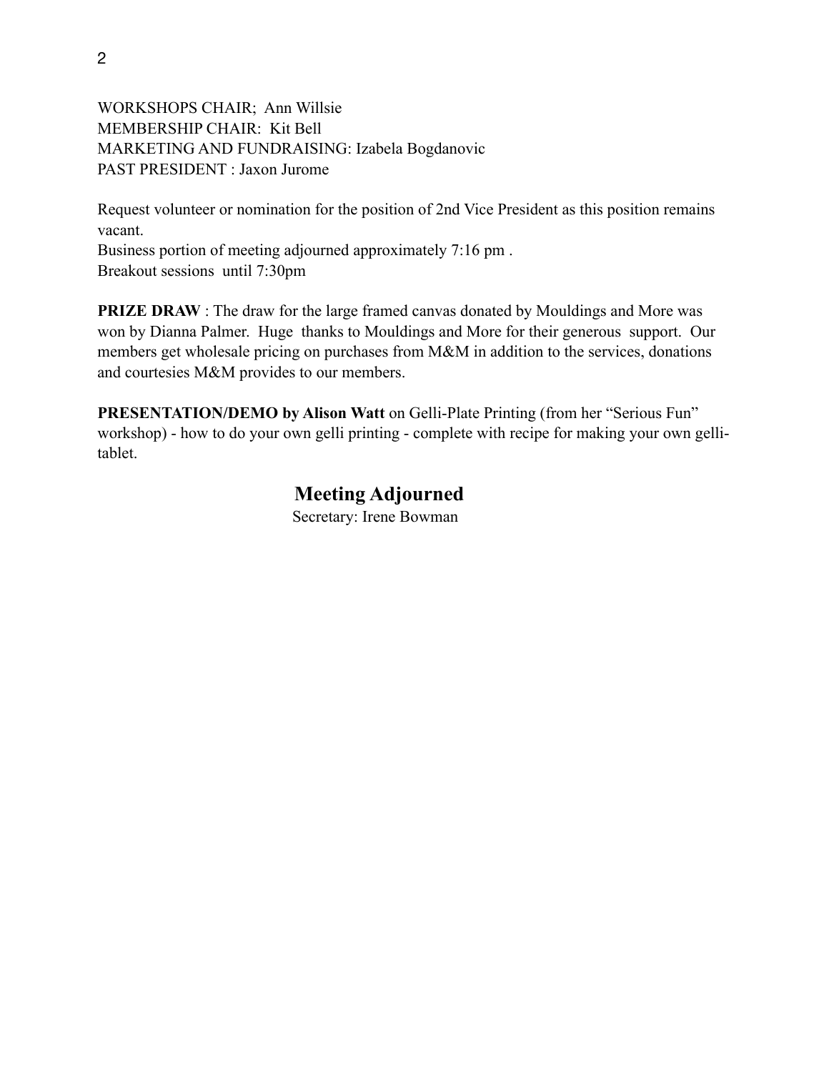WORKSHOPS CHAIR; Ann Willsie
MEMBERSHIP CHAIR: Kit Bell
MARKETING AND FUNDRAISING: Izabela Bogdanovic
PAST PRESIDENT : Jaxon Jurome

Request volunteer or nomination for the position of 2nd Vice President as this position remains vacant.
Business portion of meeting adjourned approximately 7:16 pm .
Breakout sessions until 7:30pm

**PRIZE DRAW** : The draw for the large framed canvas donated by Mouldings and More was won by Dianna Palmer. Huge thanks to Mouldings and More for their generous support. Our members get wholesale pricing on purchases from M&M in addition to the services, donations and courtesies M&M provides to our members.

**PRESENTATION/DEMO by Alison Watt** on Gelli-Plate Printing (from her "Serious Fun" workshop) - how to do your own gelli printing - complete with recipe for making your own gelli-tablet.

**Meeting Adjourned**

Secretary: Irene Bowman